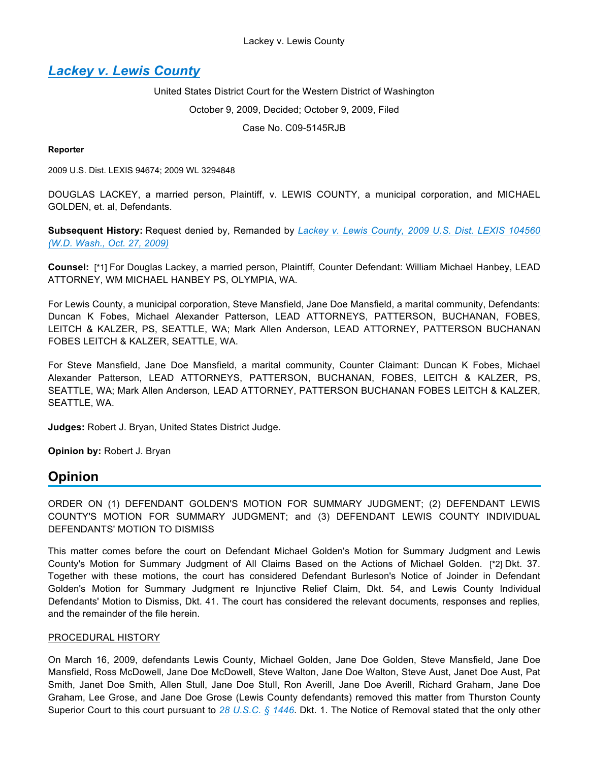# *Lackey v. Lewis County*

United States District Court for the Western District of Washington

October 9, 2009, Decided; October 9, 2009, Filed

Case No. C09-5145RJB

**Reporter**

2009 U.S. Dist. LEXIS 94674; 2009 WL 3294848

DOUGLAS LACKEY, a married person, Plaintiff, v. LEWIS COUNTY, a municipal corporation, and MICHAEL GOLDEN, et. al, Defendants.

**Subsequent History:** Request denied by, Remanded by *Lackey v. Lewis County, 2009 U.S. Dist. LEXIS 104560 (W.D. Wash., Oct. 27, 2009)*

**Counsel:** [*1] For Douglas Lackey, a married person, Plaintiff, Counter Defendant: William Michael Hanbey, LEAD ATTORNEY, WM MICHAEL HANBEY PS, OLYMPIA, WA.

For Lewis County, a municipal corporation, Steve Mansfield, Jane Doe Mansfield, a marital community, Defendants: Duncan K Fobes, Michael Alexander Patterson, LEAD ATTORNEYS, PATTERSON, BUCHANAN, FOBES, LEITCH & KALZER, PS, SEATTLE, WA; Mark Allen Anderson, LEAD ATTORNEY, PATTERSON BUCHANAN FOBES LEITCH & KALZER, SEATTLE, WA.

For Steve Mansfield, Jane Doe Mansfield, a marital community, Counter Claimant: Duncan K Fobes, Michael Alexander Patterson, LEAD ATTORNEYS, PATTERSON, BUCHANAN, FOBES, LEITCH & KALZER, PS, SEATTLE, WA; Mark Allen Anderson, LEAD ATTORNEY, PATTERSON BUCHANAN FOBES LEITCH & KALZER, SEATTLE, WA.

**Judges:** Robert J. Bryan, United States District Judge.

**Opinion by:** Robert J. Bryan

## Opinion

ORDER ON (1) DEFENDANT GOLDEN'S MOTION FOR SUMMARY JUDGMENT; (2) DEFENDANT LEWIS COUNTY'S MOTION FOR SUMMARY JUDGMENT; and (3) DEFENDANT LEWIS COUNTY INDIVIDUAL DEFENDANTS' MOTION TO DISMISS

This matter comes before the court on Defendant Michael Golden's Motion for Summary Judgment and Lewis County's Motion for Summary Judgment of All Claims Based on the Actions of Michael Golden. [*2] Dkt. 37. Together with these motions, the court has considered Defendant Burleson's Notice of Joinder in Defendant Golden's Motion for Summary Judgment re Injunctive Relief Claim, Dkt. 54, and Lewis County Individual Defendants' Motion to Dismiss, Dkt. 41. The court has considered the relevant documents, responses and replies, and the remainder of the file herein.

PROCEDURAL HISTORY

On March 16, 2009, defendants Lewis County, Michael Golden, Jane Doe Golden, Steve Mansfield, Jane Doe Mansfield, Ross McDowell, Jane Doe McDowell, Steve Walton, Jane Doe Walton, Steve Aust, Janet Doe Aust, Pat Smith, Janet Doe Smith, Allen Stull, Jane Doe Stull, Ron Averill, Jane Doe Averill, Richard Graham, Jane Doe Graham, Lee Grose, and Jane Doe Grose (Lewis County defendants) removed this matter from Thurston County Superior Court to this court pursuant to *28 U.S.C. § 1446*. Dkt. 1. The Notice of Removal stated that the only other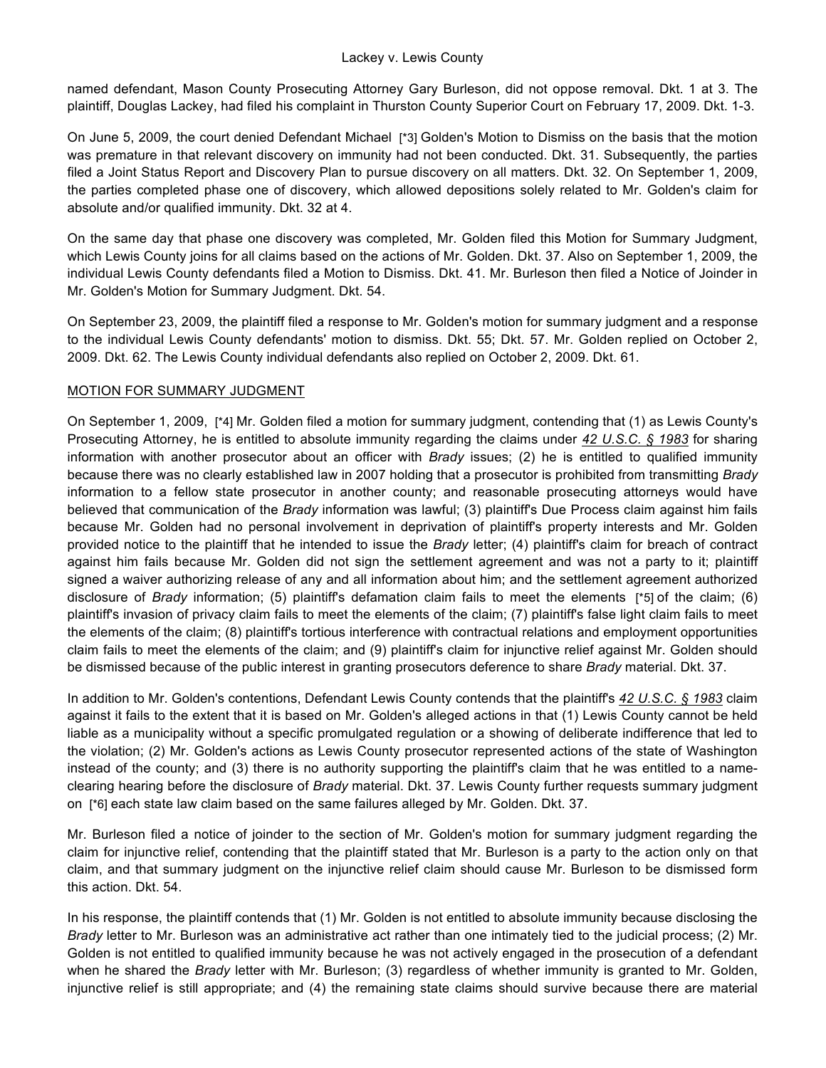named defendant, Mason County Prosecuting Attorney Gary Burleson, did not oppose removal. Dkt. 1 at 3. The plaintiff, Douglas Lackey, had filed his complaint in Thurston County Superior Court on February 17, 2009. Dkt. 1-3.

On June 5, 2009, the court denied Defendant Michael [*3] Golden's Motion to Dismiss on the basis that the motion was premature in that relevant discovery on immunity had not been conducted. Dkt. 31. Subsequently, the parties filed a Joint Status Report and Discovery Plan to pursue discovery on all matters. Dkt. 32. On September 1, 2009, the parties completed phase one of discovery, which allowed depositions solely related to Mr. Golden's claim for absolute and/or qualified immunity. Dkt. 32 at 4.

On the same day that phase one discovery was completed, Mr. Golden filed this Motion for Summary Judgment, which Lewis County joins for all claims based on the actions of Mr. Golden. Dkt. 37. Also on September 1, 2009, the individual Lewis County defendants filed a Motion to Dismiss. Dkt. 41. Mr. Burleson then filed a Notice of Joinder in Mr. Golden's Motion for Summary Judgment. Dkt. 54.

On September 23, 2009, the plaintiff filed a response to Mr. Golden's motion for summary judgment and a response to the individual Lewis County defendants' motion to dismiss. Dkt. 55; Dkt. 57. Mr. Golden replied on October 2, 2009. Dkt. 62. The Lewis County individual defendants also replied on October 2, 2009. Dkt. 61.

MOTION FOR SUMMARY JUDGMENT

On September 1, 2009, [*4] Mr. Golden filed a motion for summary judgment, contending that (1) as Lewis County's Prosecuting Attorney, he is entitled to absolute immunity regarding the claims under *42 U.S.C. § 1983* for sharing information with another prosecutor about an officer with *Brady* issues; (2) he is entitled to qualified immunity because there was no clearly established law in 2007 holding that a prosecutor is prohibited from transmitting *Brady* information to a fellow state prosecutor in another county; and reasonable prosecuting attorneys would have believed that communication of the *Brady* information was lawful; (3) plaintiff's Due Process claim against him fails because Mr. Golden had no personal involvement in deprivation of plaintiff's property interests and Mr. Golden provided notice to the plaintiff that he intended to issue the *Brady* letter; (4) plaintiff's claim for breach of contract against him fails because Mr. Golden did not sign the settlement agreement and was not a party to it; plaintiff signed a waiver authorizing release of any and all information about him; and the settlement agreement authorized disclosure of *Brady* information; (5) plaintiff's defamation claim fails to meet the elements [*5] of the claim; (6) plaintiff's invasion of privacy claim fails to meet the elements of the claim; (7) plaintiff's false light claim fails to meet the elements of the claim; (8) plaintiff's tortious interference with contractual relations and employment opportunities claim fails to meet the elements of the claim; and (9) plaintiff's claim for injunctive relief against Mr. Golden should be dismissed because of the public interest in granting prosecutors deference to share *Brady* material. Dkt. 37.

In addition to Mr. Golden's contentions, Defendant Lewis County contends that the plaintiff's *42 U.S.C. § 1983* claim against it fails to the extent that it is based on Mr. Golden's alleged actions in that (1) Lewis County cannot be held liable as a municipality without a specific promulgated regulation or a showing of deliberate indifference that led to the violation; (2) Mr. Golden's actions as Lewis County prosecutor represented actions of the state of Washington instead of the county; and (3) there is no authority supporting the plaintiff's claim that he was entitled to a name-clearing hearing before the disclosure of *Brady* material. Dkt. 37. Lewis County further requests summary judgment on [*6] each state law claim based on the same failures alleged by Mr. Golden. Dkt. 37.

Mr. Burleson filed a notice of joinder to the section of Mr. Golden's motion for summary judgment regarding the claim for injunctive relief, contending that the plaintiff stated that Mr. Burleson is a party to the action only on that claim, and that summary judgment on the injunctive relief claim should cause Mr. Burleson to be dismissed form this action. Dkt. 54.

In his response, the plaintiff contends that (1) Mr. Golden is not entitled to absolute immunity because disclosing the *Brady* letter to Mr. Burleson was an administrative act rather than one intimately tied to the judicial process; (2) Mr. Golden is not entitled to qualified immunity because he was not actively engaged in the prosecution of a defendant when he shared the *Brady* letter with Mr. Burleson; (3) regardless of whether immunity is granted to Mr. Golden, injunctive relief is still appropriate; and (4) the remaining state claims should survive because there are material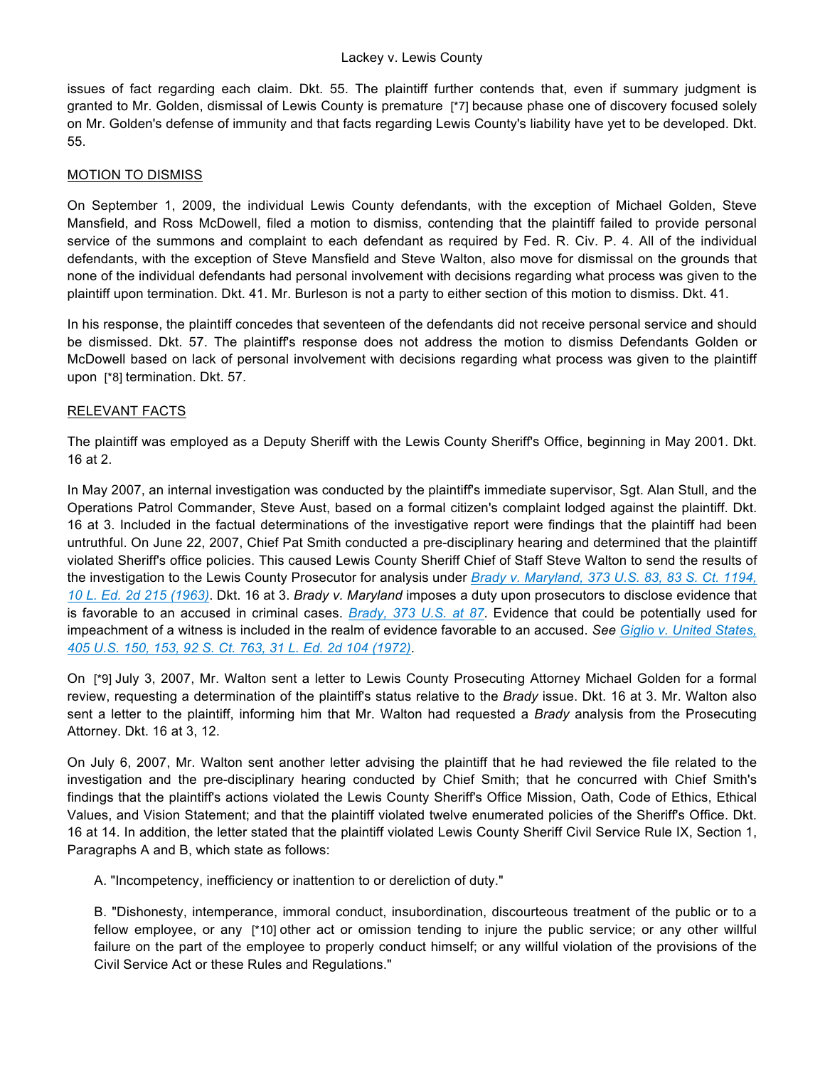issues of fact regarding each claim. Dkt. 55. The plaintiff further contends that, even if summary judgment is granted to Mr. Golden, dismissal of Lewis County is premature [*7] because phase one of discovery focused solely on Mr. Golden's defense of immunity and that facts regarding Lewis County's liability have yet to be developed. Dkt. 55.

MOTION TO DISMISS

On September 1, 2009, the individual Lewis County defendants, with the exception of Michael Golden, Steve Mansfield, and Ross McDowell, filed a motion to dismiss, contending that the plaintiff failed to provide personal service of the summons and complaint to each defendant as required by Fed. R. Civ. P. 4. All of the individual defendants, with the exception of Steve Mansfield and Steve Walton, also move for dismissal on the grounds that none of the individual defendants had personal involvement with decisions regarding what process was given to the plaintiff upon termination. Dkt. 41. Mr. Burleson is not a party to either section of this motion to dismiss. Dkt. 41.

In his response, the plaintiff concedes that seventeen of the defendants did not receive personal service and should be dismissed. Dkt. 57. The plaintiff's response does not address the motion to dismiss Defendants Golden or McDowell based on lack of personal involvement with decisions regarding what process was given to the plaintiff upon [*8] termination. Dkt. 57.

RELEVANT FACTS

The plaintiff was employed as a Deputy Sheriff with the Lewis County Sheriff's Office, beginning in May 2001. Dkt. 16 at 2.

In May 2007, an internal investigation was conducted by the plaintiff's immediate supervisor, Sgt. Alan Stull, and the Operations Patrol Commander, Steve Aust, based on a formal citizen's complaint lodged against the plaintiff. Dkt. 16 at 3. Included in the factual determinations of the investigative report were findings that the plaintiff had been untruthful. On June 22, 2007, Chief Pat Smith conducted a pre-disciplinary hearing and determined that the plaintiff violated Sheriff's office policies. This caused Lewis County Sheriff Chief of Staff Steve Walton to send the results of the investigation to the Lewis County Prosecutor for analysis under *Brady v. Maryland, 373 U.S. 83, 83 S. Ct. 1194, 10 L. Ed. 2d 215 (1963)*. Dkt. 16 at 3. *Brady v. Maryland* imposes a duty upon prosecutors to disclose evidence that is favorable to an accused in criminal cases. *Brady, 373 U.S. at 87*. Evidence that could be potentially used for impeachment of a witness is included in the realm of evidence favorable to an accused. *See Giglio v. United States, 405 U.S. 150, 153, 92 S. Ct. 763, 31 L. Ed. 2d 104 (1972)*.

On [*9] July 3, 2007, Mr. Walton sent a letter to Lewis County Prosecuting Attorney Michael Golden for a formal review, requesting a determination of the plaintiff's status relative to the *Brady* issue. Dkt. 16 at 3. Mr. Walton also sent a letter to the plaintiff, informing him that Mr. Walton had requested a *Brady* analysis from the Prosecuting Attorney. Dkt. 16 at 3, 12.

On July 6, 2007, Mr. Walton sent another letter advising the plaintiff that he had reviewed the file related to the investigation and the pre-disciplinary hearing conducted by Chief Smith; that he concurred with Chief Smith's findings that the plaintiff's actions violated the Lewis County Sheriff's Office Mission, Oath, Code of Ethics, Ethical Values, and Vision Statement; and that the plaintiff violated twelve enumerated policies of the Sheriff's Office. Dkt. 16 at 14. In addition, the letter stated that the plaintiff violated Lewis County Sheriff Civil Service Rule IX, Section 1, Paragraphs A and B, which state as follows:

> A. "Incompetency, inefficiency or inattention to or dereliction of duty."
>
> B. "Dishonesty, intemperance, immoral conduct, insubordination, discourteous treatment of the public or to a fellow employee, or any [*10] other act or omission tending to injure the public service; or any other willful failure on the part of the employee to properly conduct himself; or any willful violation of the provisions of the Civil Service Act or these Rules and Regulations."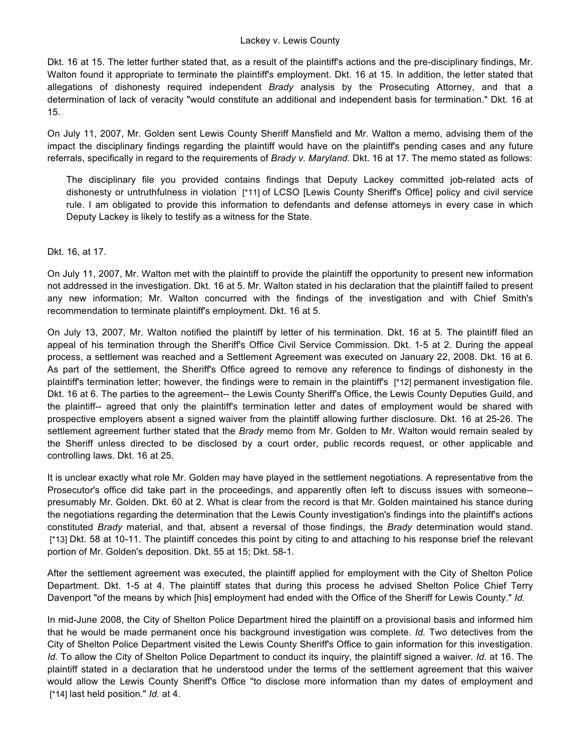Dkt. 16 at 15. The letter further stated that, as a result of the plaintiff's actions and the pre-disciplinary findings, Mr. Walton found it appropriate to terminate the plaintiff's employment. Dkt. 16 at 15. In addition, the letter stated that allegations of dishonesty required independent *Brady* analysis by the Prosecuting Attorney, and that a determination of lack of veracity "would constitute an additional and independent basis for termination." Dkt. 16 at 15.

On July 11, 2007, Mr. Golden sent Lewis County Sheriff Mansfield and Mr. Walton a memo, advising them of the impact the disciplinary findings regarding the plaintiff would have on the plaintiff's pending cases and any future referrals, specifically in regard to the requirements of *Brady v. Maryland.* Dkt. 16 at 17. The memo stated as follows:

> The disciplinary file you provided contains findings that Deputy Lackey committed job-related acts of dishonesty or untruthfulness in violation [*11] of LCSO [Lewis County Sheriff's Office] policy and civil service rule. I am obligated to provide this information to defendants and defense attorneys in every case in which Deputy Lackey is likely to testify as a witness for the State.

Dkt. 16, at 17.

On July 11, 2007, Mr. Walton met with the plaintiff to provide the plaintiff the opportunity to present new information not addressed in the investigation. Dkt. 16 at 5. Mr. Walton stated in his declaration that the plaintiff failed to present any new information; Mr. Walton concurred with the findings of the investigation and with Chief Smith's recommendation to terminate plaintiff's employment. Dkt. 16 at 5.

On July 13, 2007, Mr. Walton notified the plaintiff by letter of his termination. Dkt. 16 at 5. The plaintiff filed an appeal of his termination through the Sheriff's Office Civil Service Commission. Dkt. 1-5 at 2. During the appeal process, a settlement was reached and a Settlement Agreement was executed on January 22, 2008. Dkt. 16 at 6. As part of the settlement, the Sheriff's Office agreed to remove any reference to findings of dishonesty in the plaintiff's termination letter; however, the findings were to remain in the plaintiff's [*12] permanent investigation file. Dkt. 16 at 6. The parties to the agreement-- the Lewis County Sheriff's Office, the Lewis County Deputies Guild, and the plaintiff-- agreed that only the plaintiff's termination letter and dates of employment would be shared with prospective employers absent a signed waiver from the plaintiff allowing further disclosure. Dkt. 16 at 25-26. The settlement agreement further stated that the *Brady* memo from Mr. Golden to Mr. Walton would remain sealed by the Sheriff unless directed to be disclosed by a court order, public records request, or other applicable and controlling laws. Dkt. 16 at 25.

It is unclear exactly what role Mr. Golden may have played in the settlement negotiations. A representative from the Prosecutor's office did take part in the proceedings, and apparently often left to discuss issues with someone-- presumably Mr. Golden. Dkt. 60 at 2. What is clear from the record is that Mr. Golden maintained his stance during the negotiations regarding the determination that the Lewis County investigation's findings into the plaintiff's actions constituted *Brady* material, and that, absent a reversal of those findings, the *Brady* determination would stand. [*13] Dkt. 58 at 10-11. The plaintiff concedes this point by citing to and attaching to his response brief the relevant portion of Mr. Golden's deposition. Dkt. 55 at 15; Dkt. 58-1.

After the settlement agreement was executed, the plaintiff applied for employment with the City of Shelton Police Department. Dkt. 1-5 at 4. The plaintiff states that during this process he advised Shelton Police Chief Terry Davenport "of the means by which [his] employment had ended with the Office of the Sheriff for Lewis County." *Id.*

In mid-June 2008, the City of Shelton Police Department hired the plaintiff on a provisional basis and informed him that he would be made permanent once his background investigation was complete. *Id.* Two detectives from the City of Shelton Police Department visited the Lewis County Sheriff's Office to gain information for this investigation. *Id.* To allow the City of Shelton Police Department to conduct its inquiry, the plaintiff signed a waiver. *Id.* at 16. The plaintiff stated in a declaration that he understood under the terms of the settlement agreement that this waiver would allow the Lewis County Sheriff's Office "to disclose more information than my dates of employment and [*14] last held position." *Id.* at 4.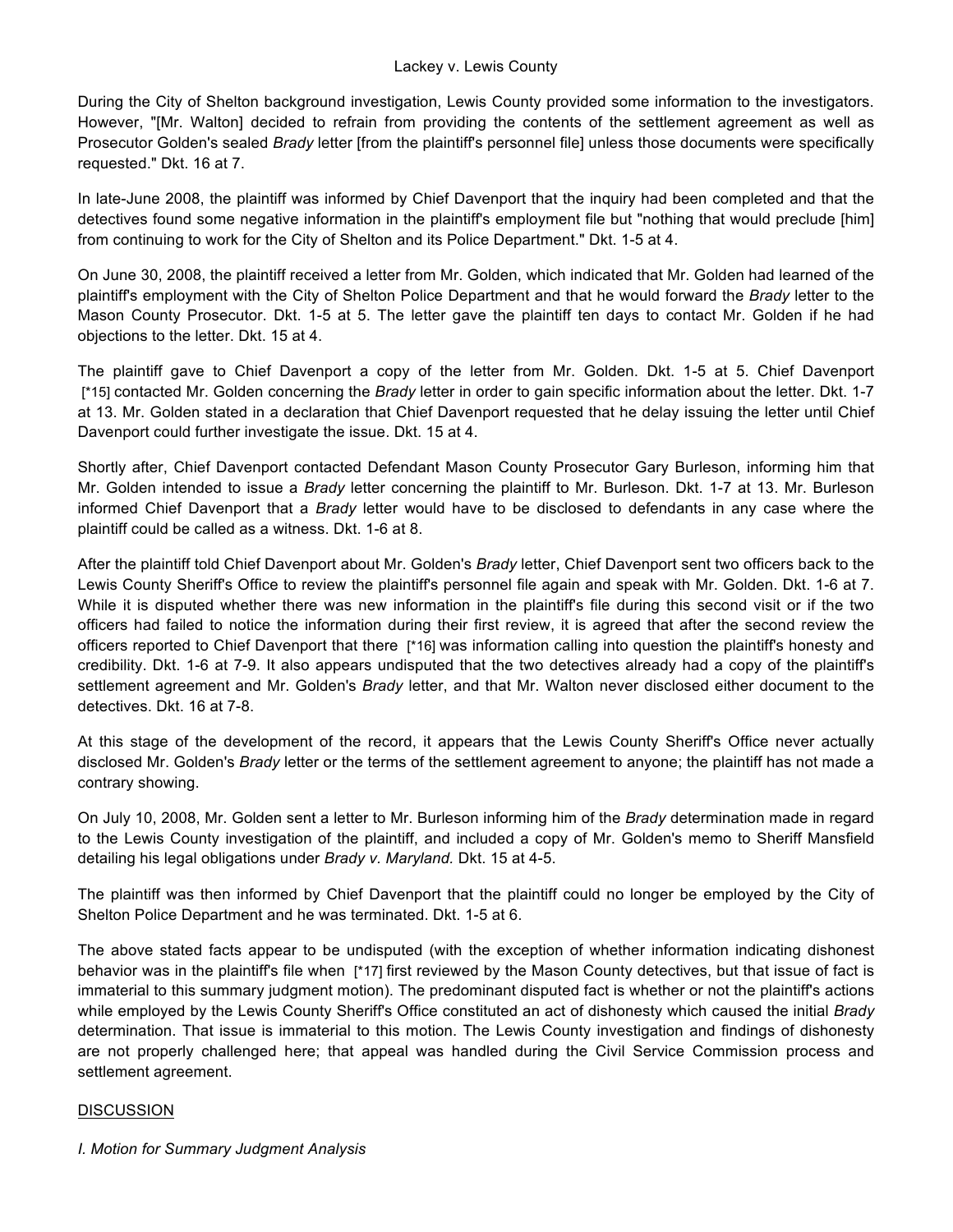During the City of Shelton background investigation, Lewis County provided some information to the investigators. However, "[Mr. Walton] decided to refrain from providing the contents of the settlement agreement as well as Prosecutor Golden's sealed *Brady* letter [from the plaintiff's personnel file] unless those documents were specifically requested." Dkt. 16 at 7.

In late-June 2008, the plaintiff was informed by Chief Davenport that the inquiry had been completed and that the detectives found some negative information in the plaintiff's employment file but "nothing that would preclude [him] from continuing to work for the City of Shelton and its Police Department." Dkt. 1-5 at 4.

On June 30, 2008, the plaintiff received a letter from Mr. Golden, which indicated that Mr. Golden had learned of the plaintiff's employment with the City of Shelton Police Department and that he would forward the *Brady* letter to the Mason County Prosecutor. Dkt. 1-5 at 5. The letter gave the plaintiff ten days to contact Mr. Golden if he had objections to the letter. Dkt. 15 at 4.

The plaintiff gave to Chief Davenport a copy of the letter from Mr. Golden. Dkt. 1-5 at 5. Chief Davenport [*15] contacted Mr. Golden concerning the *Brady* letter in order to gain specific information about the letter. Dkt. 1-7 at 13. Mr. Golden stated in a declaration that Chief Davenport requested that he delay issuing the letter until Chief Davenport could further investigate the issue. Dkt. 15 at 4.

Shortly after, Chief Davenport contacted Defendant Mason County Prosecutor Gary Burleson, informing him that Mr. Golden intended to issue a *Brady* letter concerning the plaintiff to Mr. Burleson. Dkt. 1-7 at 13. Mr. Burleson informed Chief Davenport that a *Brady* letter would have to be disclosed to defendants in any case where the plaintiff could be called as a witness. Dkt. 1-6 at 8.

After the plaintiff told Chief Davenport about Mr. Golden's *Brady* letter, Chief Davenport sent two officers back to the Lewis County Sheriff's Office to review the plaintiff's personnel file again and speak with Mr. Golden. Dkt. 1-6 at 7. While it is disputed whether there was new information in the plaintiff's file during this second visit or if the two officers had failed to notice the information during their first review, it is agreed that after the second review the officers reported to Chief Davenport that there [*16] was information calling into question the plaintiff's honesty and credibility. Dkt. 1-6 at 7-9. It also appears undisputed that the two detectives already had a copy of the plaintiff's settlement agreement and Mr. Golden's *Brady* letter, and that Mr. Walton never disclosed either document to the detectives. Dkt. 16 at 7-8.

At this stage of the development of the record, it appears that the Lewis County Sheriff's Office never actually disclosed Mr. Golden's *Brady* letter or the terms of the settlement agreement to anyone; the plaintiff has not made a contrary showing.

On July 10, 2008, Mr. Golden sent a letter to Mr. Burleson informing him of the *Brady* determination made in regard to the Lewis County investigation of the plaintiff, and included a copy of Mr. Golden's memo to Sheriff Mansfield detailing his legal obligations under *Brady v. Maryland.* Dkt. 15 at 4-5.

The plaintiff was then informed by Chief Davenport that the plaintiff could no longer be employed by the City of Shelton Police Department and he was terminated. Dkt. 1-5 at 6.

The above stated facts appear to be undisputed (with the exception of whether information indicating dishonest behavior was in the plaintiff's file when [*17] first reviewed by the Mason County detectives, but that issue of fact is immaterial to this summary judgment motion). The predominant disputed fact is whether or not the plaintiff's actions while employed by the Lewis County Sheriff's Office constituted an act of dishonesty which caused the initial *Brady* determination. That issue is immaterial to this motion. The Lewis County investigation and findings of dishonesty are not properly challenged here; that appeal was handled during the Civil Service Commission process and settlement agreement.

## DISCUSSION

### *I. Motion for Summary Judgment Analysis*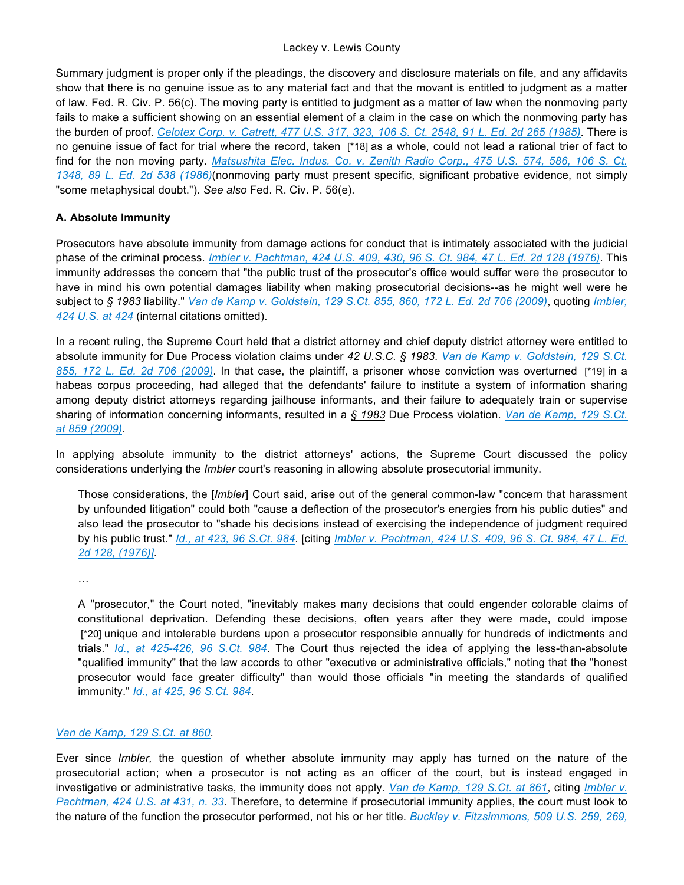Summary judgment is proper only if the pleadings, the discovery and disclosure materials on file, and any affidavits show that there is no genuine issue as to any material fact and that the movant is entitled to judgment as a matter of law. Fed. R. Civ. P. 56(c). The moving party is entitled to judgment as a matter of law when the nonmoving party fails to make a sufficient showing on an essential element of a claim in the case on which the nonmoving party has the burden of proof. *Celotex Corp. v. Catrett, 477 U.S. 317, 323, 106 S. Ct. 2548, 91 L. Ed. 2d 265 (1985)*. There is no genuine issue of fact for trial where the record, taken [*18] as a whole, could not lead a rational trier of fact to find for the non moving party. *Matsushita Elec. Indus. Co. v. Zenith Radio Corp., 475 U.S. 574, 586, 106 S. Ct. 1348, 89 L. Ed. 2d 538 (1986)*(nonmoving party must present specific, significant probative evidence, not simply "some metaphysical doubt."). *See also* Fed. R. Civ. P. 56(e).

**A. Absolute Immunity**

Prosecutors have absolute immunity from damage actions for conduct that is intimately associated with the judicial phase of the criminal process. *Imbler v. Pachtman, 424 U.S. 409, 430, 96 S. Ct. 984, 47 L. Ed. 2d 128 (1976)*. This immunity addresses the concern that "the public trust of the prosecutor's office would suffer were the prosecutor to have in mind his own potential damages liability when making prosecutorial decisions--as he might well were he subject to *§ 1983* liability." *Van de Kamp v. Goldstein, 129 S.Ct. 855, 860, 172 L. Ed. 2d 706 (2009)*, quoting *Imbler, 424 U.S. at 424* (internal citations omitted).

In a recent ruling, the Supreme Court held that a district attorney and chief deputy district attorney were entitled to absolute immunity for Due Process violation claims under *42 U.S.C. § 1983*. *Van de Kamp v. Goldstein, 129 S.Ct. 855, 172 L. Ed. 2d 706 (2009)*. In that case, the plaintiff, a prisoner whose conviction was overturned [*19] in a habeas corpus proceeding, had alleged that the defendants' failure to institute a system of information sharing among deputy district attorneys regarding jailhouse informants, and their failure to adequately train or supervise sharing of information concerning informants, resulted in a *§ 1983* Due Process violation. *Van de Kamp, 129 S.Ct. at 859 (2009)*.

In applying absolute immunity to the district attorneys' actions, the Supreme Court discussed the policy considerations underlying the *Imbler* court's reasoning in allowing absolute prosecutorial immunity.

> Those considerations, the [*Imbler*] Court said, arise out of the general common-law "concern that harassment by unfounded litigation" could both "cause a deflection of the prosecutor's energies from his public duties" and also lead the prosecutor to "shade his decisions instead of exercising the independence of judgment required by his public trust." *Id., at 423, 96 S.Ct. 984*. [citing *Imbler v. Pachtman, 424 U.S. 409, 96 S. Ct. 984, 47 L. Ed. 2d 128, (1976)]*.
>
> …
>
> A "prosecutor," the Court noted, "inevitably makes many decisions that could engender colorable claims of constitutional deprivation. Defending these decisions, often years after they were made, could impose [*20] unique and intolerable burdens upon a prosecutor responsible annually for hundreds of indictments and trials." *Id., at 425-426, 96 S.Ct. 984*. The Court thus rejected the idea of applying the less-than-absolute "qualified immunity" that the law accords to other "executive or administrative officials," noting that the "honest prosecutor would face greater difficulty" than would those officials "in meeting the standards of qualified immunity." *Id., at 425, 96 S.Ct. 984*.

*Van de Kamp, 129 S.Ct. at 860*.

Ever since *Imbler,* the question of whether absolute immunity may apply has turned on the nature of the prosecutorial action; when a prosecutor is not acting as an officer of the court, but is instead engaged in investigative or administrative tasks, the immunity does not apply. *Van de Kamp, 129 S.Ct. at 861*, citing *Imbler v. Pachtman, 424 U.S. at 431, n. 33*. Therefore, to determine if prosecutorial immunity applies, the court must look to the nature of the function the prosecutor performed, not his or her title. *Buckley v. Fitzsimmons, 509 U.S. 259, 269,*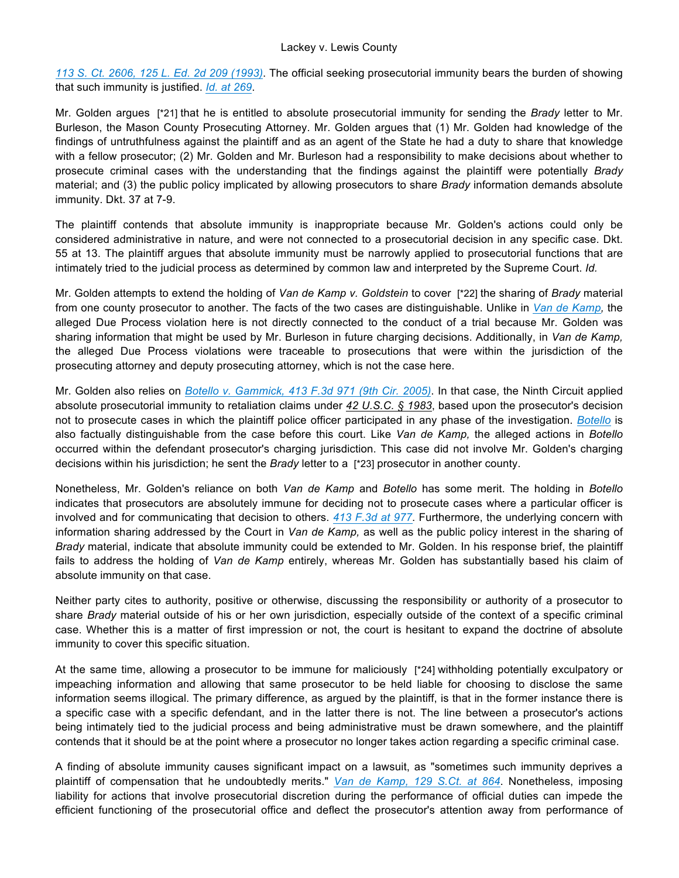113 S. Ct. 2606, 125 L. Ed. 2d 209 (1993). The official seeking prosecutorial immunity bears the burden of showing that such immunity is justified. *Id. at 269*.

Mr. Golden argues [*21] that he is entitled to absolute prosecutorial immunity for sending the *Brady* letter to Mr. Burleson, the Mason County Prosecuting Attorney. Mr. Golden argues that (1) Mr. Golden had knowledge of the findings of untruthfulness against the plaintiff and as an agent of the State he had a duty to share that knowledge with a fellow prosecutor; (2) Mr. Golden and Mr. Burleson had a responsibility to make decisions about whether to prosecute criminal cases with the understanding that the findings against the plaintiff were potentially *Brady* material; and (3) the public policy implicated by allowing prosecutors to share *Brady* information demands absolute immunity. Dkt. 37 at 7-9.

The plaintiff contends that absolute immunity is inappropriate because Mr. Golden's actions could only be considered administrative in nature, and were not connected to a prosecutorial decision in any specific case. Dkt. 55 at 13. The plaintiff argues that absolute immunity must be narrowly applied to prosecutorial functions that are intimately tried to the judicial process as determined by common law and interpreted by the Supreme Court. *Id.*

Mr. Golden attempts to extend the holding of *Van de Kamp v. Goldstein* to cover [*22] the sharing of *Brady* material from one county prosecutor to another. The facts of the two cases are distinguishable. Unlike in *Van de Kamp,* the alleged Due Process violation here is not directly connected to the conduct of a trial because Mr. Golden was sharing information that might be used by Mr. Burleson in future charging decisions. Additionally, in *Van de Kamp,* the alleged Due Process violations were traceable to prosecutions that were within the jurisdiction of the prosecuting attorney and deputy prosecuting attorney, which is not the case here.

Mr. Golden also relies on *Botello v. Gammick, 413 F.3d 971 (9th Cir. 2005)*. In that case, the Ninth Circuit applied absolute prosecutorial immunity to retaliation claims under *42 U.S.C. § 1983*, based upon the prosecutor's decision not to prosecute cases in which the plaintiff police officer participated in any phase of the investigation. *Botello* is also factually distinguishable from the case before this court. Like *Van de Kamp,* the alleged actions in *Botello* occurred within the defendant prosecutor's charging jurisdiction. This case did not involve Mr. Golden's charging decisions within his jurisdiction; he sent the *Brady* letter to a [*23] prosecutor in another county.

Nonetheless, Mr. Golden's reliance on both *Van de Kamp* and *Botello* has some merit. The holding in *Botello* indicates that prosecutors are absolutely immune for deciding not to prosecute cases where a particular officer is involved and for communicating that decision to others. *413 F.3d at 977*. Furthermore, the underlying concern with information sharing addressed by the Court in *Van de Kamp,* as well as the public policy interest in the sharing of *Brady* material, indicate that absolute immunity could be extended to Mr. Golden. In his response brief, the plaintiff fails to address the holding of *Van de Kamp* entirely, whereas Mr. Golden has substantially based his claim of absolute immunity on that case.

Neither party cites to authority, positive or otherwise, discussing the responsibility or authority of a prosecutor to share *Brady* material outside of his or her own jurisdiction, especially outside of the context of a specific criminal case. Whether this is a matter of first impression or not, the court is hesitant to expand the doctrine of absolute immunity to cover this specific situation.

At the same time, allowing a prosecutor to be immune for maliciously [*24] withholding potentially exculpatory or impeaching information and allowing that same prosecutor to be held liable for choosing to disclose the same information seems illogical. The primary difference, as argued by the plaintiff, is that in the former instance there is a specific case with a specific defendant, and in the latter there is not. The line between a prosecutor's actions being intimately tied to the judicial process and being administrative must be drawn somewhere, and the plaintiff contends that it should be at the point where a prosecutor no longer takes action regarding a specific criminal case.

A finding of absolute immunity causes significant impact on a lawsuit, as "sometimes such immunity deprives a plaintiff of compensation that he undoubtedly merits." *Van de Kamp, 129 S.Ct. at 864*. Nonetheless, imposing liability for actions that involve prosecutorial discretion during the performance of official duties can impede the efficient functioning of the prosecutorial office and deflect the prosecutor's attention away from performance of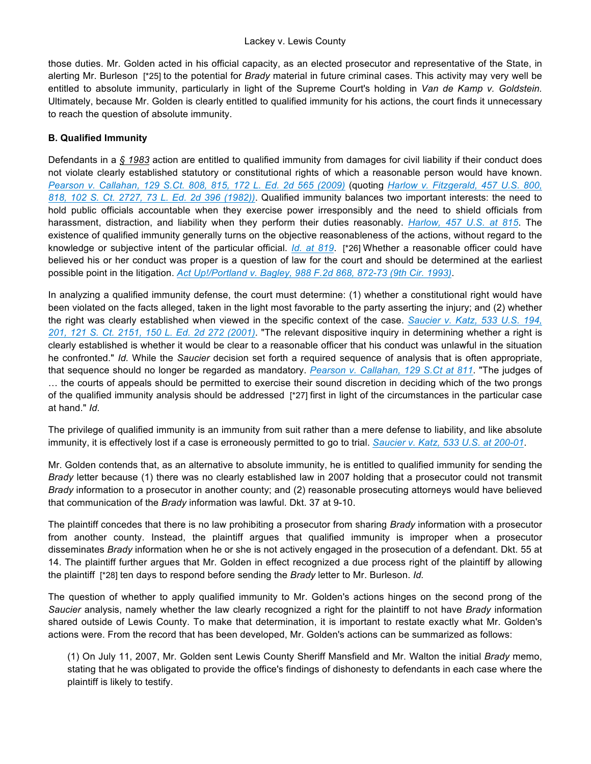those duties. Mr. Golden acted in his official capacity, as an elected prosecutor and representative of the State, in alerting Mr. Burleson [*25] to the potential for *Brady* material in future criminal cases. This activity may very well be entitled to absolute immunity, particularly in light of the Supreme Court's holding in *Van de Kamp v. Goldstein.* Ultimately, because Mr. Golden is clearly entitled to qualified immunity for his actions, the court finds it unnecessary to reach the question of absolute immunity.

### B. Qualified Immunity

Defendants in a *§ 1983* action are entitled to qualified immunity from damages for civil liability if their conduct does not violate clearly established statutory or constitutional rights of which a reasonable person would have known. *Pearson v. Callahan, 129 S.Ct. 808, 815, 172 L. Ed. 2d 565 (2009)* (quoting *Harlow v. Fitzgerald, 457 U.S. 800, 818, 102 S. Ct. 2727, 73 L. Ed. 2d 396 (1982))*. Qualified immunity balances two important interests: the need to hold public officials accountable when they exercise power irresponsibly and the need to shield officials from harassment, distraction, and liability when they perform their duties reasonably. *Harlow, 457 U.S. at 815*. The existence of qualified immunity generally turns on the objective reasonableness of the actions, without regard to the knowledge or subjective intent of the particular official. *Id. at 819*. [*26] Whether a reasonable officer could have believed his or her conduct was proper is a question of law for the court and should be determined at the earliest possible point in the litigation. *Act Up!/Portland v. Bagley, 988 F.2d 868, 872-73 (9th Cir. 1993)*.

In analyzing a qualified immunity defense, the court must determine: (1) whether a constitutional right would have been violated on the facts alleged, taken in the light most favorable to the party asserting the injury; and (2) whether the right was clearly established when viewed in the specific context of the case. *Saucier v. Katz, 533 U.S. 194, 201, 121 S. Ct. 2151, 150 L. Ed. 2d 272 (2001)*. "The relevant dispositive inquiry in determining whether a right is clearly established is whether it would be clear to a reasonable officer that his conduct was unlawful in the situation he confronted." *Id.* While the *Saucier* decision set forth a required sequence of analysis that is often appropriate, that sequence should no longer be regarded as mandatory. *Pearson v. Callahan, 129 S.Ct at 811*. "The judges of … the courts of appeals should be permitted to exercise their sound discretion in deciding which of the two prongs of the qualified immunity analysis should be addressed [*27] first in light of the circumstances in the particular case at hand." *Id.*

The privilege of qualified immunity is an immunity from suit rather than a mere defense to liability, and like absolute immunity, it is effectively lost if a case is erroneously permitted to go to trial. *Saucier v. Katz, 533 U.S. at 200-01*.

Mr. Golden contends that, as an alternative to absolute immunity, he is entitled to qualified immunity for sending the *Brady* letter because (1) there was no clearly established law in 2007 holding that a prosecutor could not transmit *Brady* information to a prosecutor in another county; and (2) reasonable prosecuting attorneys would have believed that communication of the *Brady* information was lawful. Dkt. 37 at 9-10.

The plaintiff concedes that there is no law prohibiting a prosecutor from sharing *Brady* information with a prosecutor from another county. Instead, the plaintiff argues that qualified immunity is improper when a prosecutor disseminates *Brady* information when he or she is not actively engaged in the prosecution of a defendant. Dkt. 55 at 14. The plaintiff further argues that Mr. Golden in effect recognized a due process right of the plaintiff by allowing the plaintiff [*28] ten days to respond before sending the *Brady* letter to Mr. Burleson. *Id.*

The question of whether to apply qualified immunity to Mr. Golden's actions hinges on the second prong of the *Saucier* analysis, namely whether the law clearly recognized a right for the plaintiff to not have *Brady* information shared outside of Lewis County. To make that determination, it is important to restate exactly what Mr. Golden's actions were. From the record that has been developed, Mr. Golden's actions can be summarized as follows:

> (1) On July 11, 2007, Mr. Golden sent Lewis County Sheriff Mansfield and Mr. Walton the initial *Brady* memo, stating that he was obligated to provide the office's findings of dishonesty to defendants in each case where the plaintiff is likely to testify.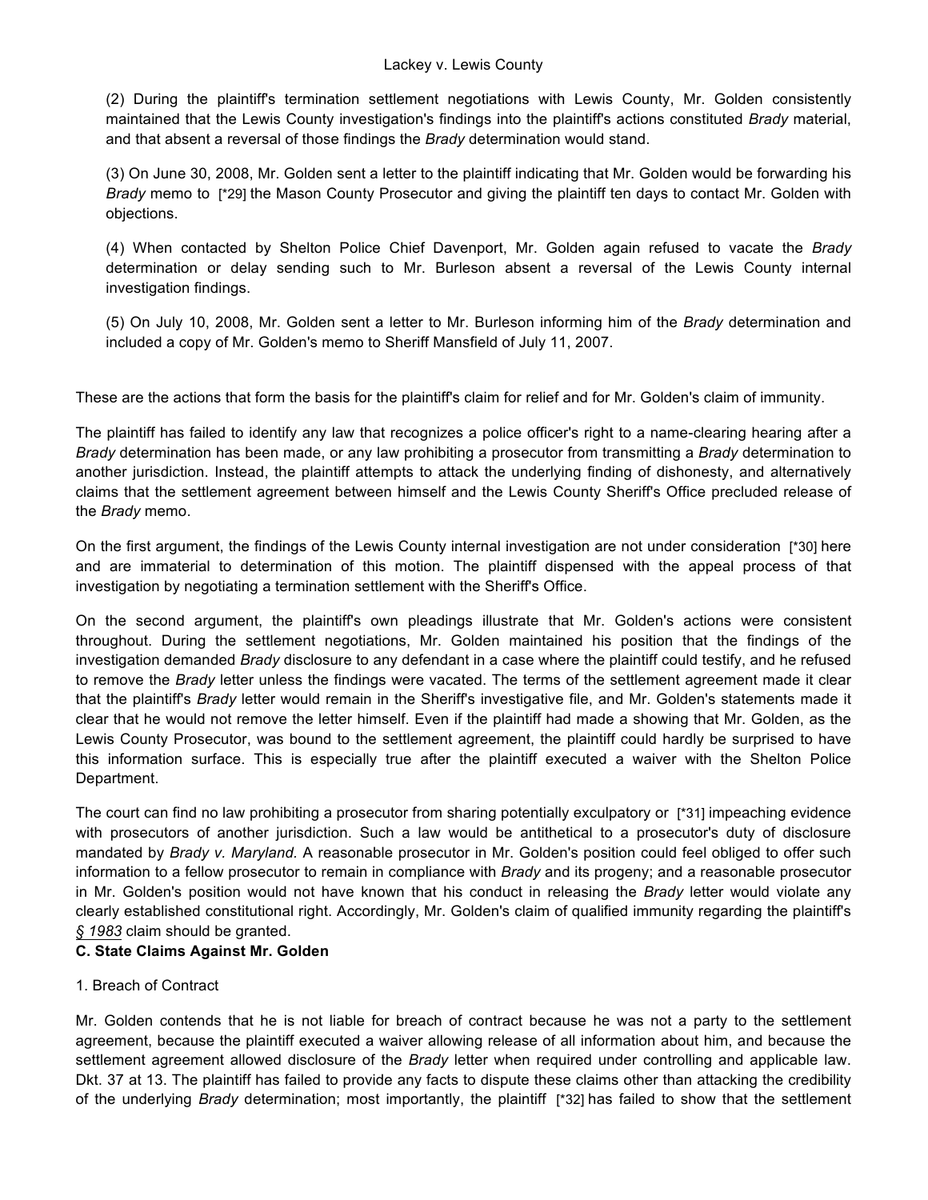(2) During the plaintiff's termination settlement negotiations with Lewis County, Mr. Golden consistently maintained that the Lewis County investigation's findings into the plaintiff's actions constituted *Brady* material, and that absent a reversal of those findings the *Brady* determination would stand.

(3) On June 30, 2008, Mr. Golden sent a letter to the plaintiff indicating that Mr. Golden would be forwarding his *Brady* memo to [*29] the Mason County Prosecutor and giving the plaintiff ten days to contact Mr. Golden with objections.

(4) When contacted by Shelton Police Chief Davenport, Mr. Golden again refused to vacate the *Brady* determination or delay sending such to Mr. Burleson absent a reversal of the Lewis County internal investigation findings.

(5) On July 10, 2008, Mr. Golden sent a letter to Mr. Burleson informing him of the *Brady* determination and included a copy of Mr. Golden's memo to Sheriff Mansfield of July 11, 2007.

These are the actions that form the basis for the plaintiff's claim for relief and for Mr. Golden's claim of immunity.

The plaintiff has failed to identify any law that recognizes a police officer's right to a name-clearing hearing after a *Brady* determination has been made, or any law prohibiting a prosecutor from transmitting a *Brady* determination to another jurisdiction. Instead, the plaintiff attempts to attack the underlying finding of dishonesty, and alternatively claims that the settlement agreement between himself and the Lewis County Sheriff's Office precluded release of the *Brady* memo.

On the first argument, the findings of the Lewis County internal investigation are not under consideration [*30] here and are immaterial to determination of this motion. The plaintiff dispensed with the appeal process of that investigation by negotiating a termination settlement with the Sheriff's Office.

On the second argument, the plaintiff's own pleadings illustrate that Mr. Golden's actions were consistent throughout. During the settlement negotiations, Mr. Golden maintained his position that the findings of the investigation demanded *Brady* disclosure to any defendant in a case where the plaintiff could testify, and he refused to remove the *Brady* letter unless the findings were vacated. The terms of the settlement agreement made it clear that the plaintiff's *Brady* letter would remain in the Sheriff's investigative file, and Mr. Golden's statements made it clear that he would not remove the letter himself. Even if the plaintiff had made a showing that Mr. Golden, as the Lewis County Prosecutor, was bound to the settlement agreement, the plaintiff could hardly be surprised to have this information surface. This is especially true after the plaintiff executed a waiver with the Shelton Police Department.

The court can find no law prohibiting a prosecutor from sharing potentially exculpatory or [*31] impeaching evidence with prosecutors of another jurisdiction. Such a law would be antithetical to a prosecutor's duty of disclosure mandated by *Brady v. Maryland*. A reasonable prosecutor in Mr. Golden's position could feel obliged to offer such information to a fellow prosecutor to remain in compliance with *Brady* and its progeny; and a reasonable prosecutor in Mr. Golden's position would not have known that his conduct in releasing the *Brady* letter would violate any clearly established constitutional right. Accordingly, Mr. Golden's claim of qualified immunity regarding the plaintiff's *§ 1983* claim should be granted.

**C. State Claims Against Mr. Golden**

1. Breach of Contract

Mr. Golden contends that he is not liable for breach of contract because he was not a party to the settlement agreement, because the plaintiff executed a waiver allowing release of all information about him, and because the settlement agreement allowed disclosure of the *Brady* letter when required under controlling and applicable law. Dkt. 37 at 13. The plaintiff has failed to provide any facts to dispute these claims other than attacking the credibility of the underlying *Brady* determination; most importantly, the plaintiff [*32] has failed to show that the settlement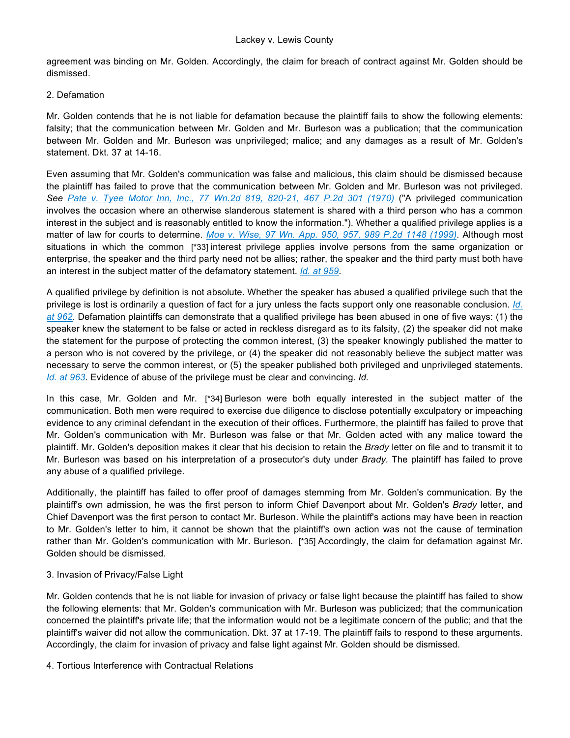agreement was binding on Mr. Golden. Accordingly, the claim for breach of contract against Mr. Golden should be dismissed.

2. Defamation

Mr. Golden contends that he is not liable for defamation because the plaintiff fails to show the following elements: falsity; that the communication between Mr. Golden and Mr. Burleson was a publication; that the communication between Mr. Golden and Mr. Burleson was unprivileged; malice; and any damages as a result of Mr. Golden's statement. Dkt. 37 at 14-16.

Even assuming that Mr. Golden's communication was false and malicious, this claim should be dismissed because the plaintiff has failed to prove that the communication between Mr. Golden and Mr. Burleson was not privileged. *See* Pate v. Tyee Motor Inn, Inc., 77 Wn.2d 819, 820-21, 467 P.2d 301 (1970) ("A privileged communication involves the occasion where an otherwise slanderous statement is shared with a third person who has a common interest in the subject and is reasonably entitled to know the information."). Whether a qualified privilege applies is a matter of law for courts to determine. *Moe v. Wise, 97 Wn. App. 950, 957, 989 P.2d 1148 (1999)*. Although most situations in which the common [*33] interest privilege applies involve persons from the same organization or enterprise, the speaker and the third party need not be allies; rather, the speaker and the third party must both have an interest in the subject matter of the defamatory statement. *Id. at 959*.

A qualified privilege by definition is not absolute. Whether the speaker has abused a qualified privilege such that the privilege is lost is ordinarily a question of fact for a jury unless the facts support only one reasonable conclusion. *Id. at 962*. Defamation plaintiffs can demonstrate that a qualified privilege has been abused in one of five ways: (1) the speaker knew the statement to be false or acted in reckless disregard as to its falsity, (2) the speaker did not make the statement for the purpose of protecting the common interest, (3) the speaker knowingly published the matter to a person who is not covered by the privilege, or (4) the speaker did not reasonably believe the subject matter was necessary to serve the common interest, or (5) the speaker published both privileged and unprivileged statements. *Id. at 963*. Evidence of abuse of the privilege must be clear and convincing. *Id.*

In this case, Mr. Golden and Mr. [*34] Burleson were both equally interested in the subject matter of the communication. Both men were required to exercise due diligence to disclose potentially exculpatory or impeaching evidence to any criminal defendant in the execution of their offices. Furthermore, the plaintiff has failed to prove that Mr. Golden's communication with Mr. Burleson was false or that Mr. Golden acted with any malice toward the plaintiff. Mr. Golden's deposition makes it clear that his decision to retain the *Brady* letter on file and to transmit it to Mr. Burleson was based on his interpretation of a prosecutor's duty under *Brady.* The plaintiff has failed to prove any abuse of a qualified privilege.

Additionally, the plaintiff has failed to offer proof of damages stemming from Mr. Golden's communication. By the plaintiff's own admission, he was the first person to inform Chief Davenport about Mr. Golden's *Brady* letter, and Chief Davenport was the first person to contact Mr. Burleson. While the plaintiff's actions may have been in reaction to Mr. Golden's letter to him, it cannot be shown that the plaintiff's own action was not the cause of termination rather than Mr. Golden's communication with Mr. Burleson. [*35] Accordingly, the claim for defamation against Mr. Golden should be dismissed.

3. Invasion of Privacy/False Light

Mr. Golden contends that he is not liable for invasion of privacy or false light because the plaintiff has failed to show the following elements: that Mr. Golden's communication with Mr. Burleson was publicized; that the communication concerned the plaintiff's private life; that the information would not be a legitimate concern of the public; and that the plaintiff's waiver did not allow the communication. Dkt. 37 at 17-19. The plaintiff fails to respond to these arguments. Accordingly, the claim for invasion of privacy and false light against Mr. Golden should be dismissed.

4. Tortious Interference with Contractual Relations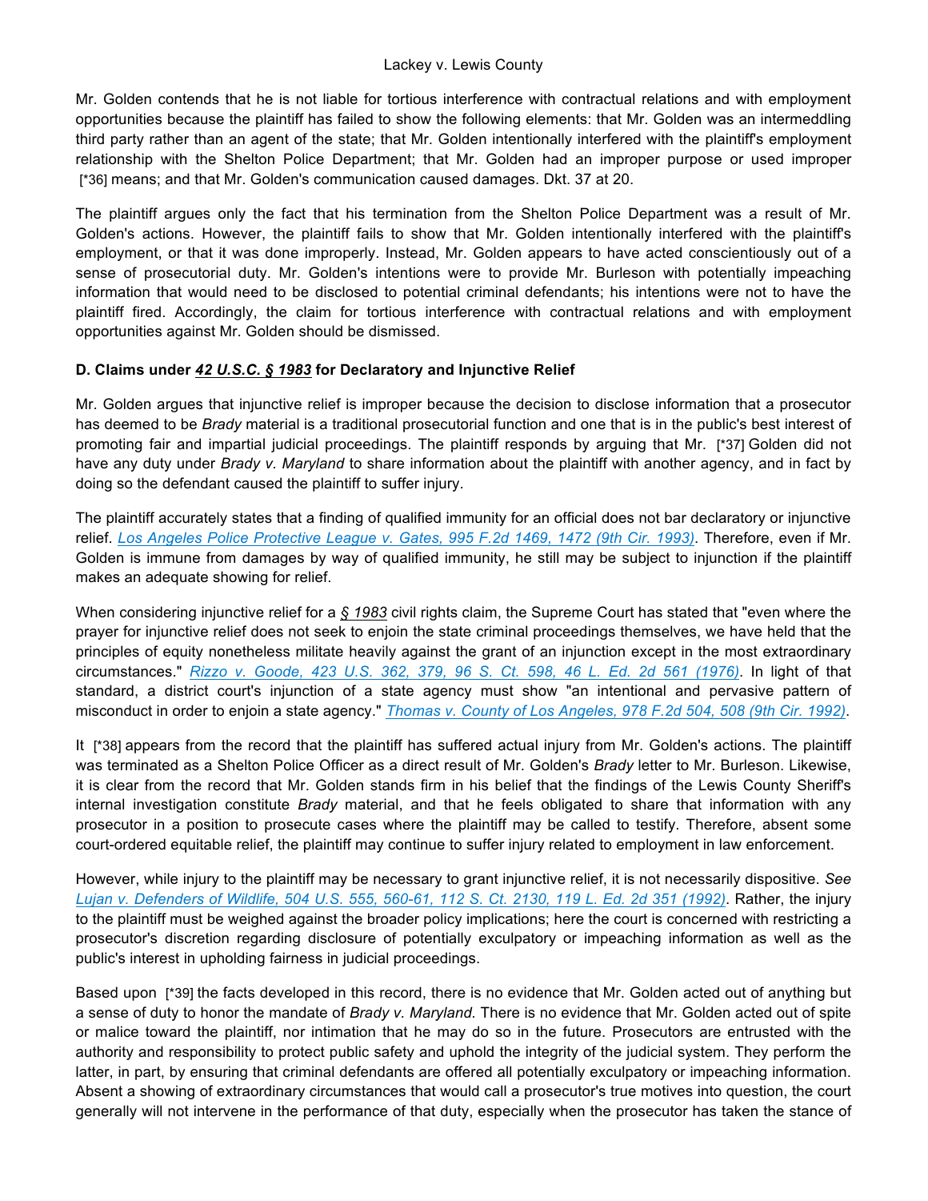Mr. Golden contends that he is not liable for tortious interference with contractual relations and with employment opportunities because the plaintiff has failed to show the following elements: that Mr. Golden was an intermeddling third party rather than an agent of the state; that Mr. Golden intentionally interfered with the plaintiff's employment relationship with the Shelton Police Department; that Mr. Golden had an improper purpose or used improper [*36] means; and that Mr. Golden's communication caused damages. Dkt. 37 at 20.

The plaintiff argues only the fact that his termination from the Shelton Police Department was a result of Mr. Golden's actions. However, the plaintiff fails to show that Mr. Golden intentionally interfered with the plaintiff's employment, or that it was done improperly. Instead, Mr. Golden appears to have acted conscientiously out of a sense of prosecutorial duty. Mr. Golden's intentions were to provide Mr. Burleson with potentially impeaching information that would need to be disclosed to potential criminal defendants; his intentions were not to have the plaintiff fired. Accordingly, the claim for tortious interference with contractual relations and with employment opportunities against Mr. Golden should be dismissed.

### D. Claims under *42 U.S.C. § 1983* for Declaratory and Injunctive Relief

Mr. Golden argues that injunctive relief is improper because the decision to disclose information that a prosecutor has deemed to be *Brady* material is a traditional prosecutorial function and one that is in the public's best interest of promoting fair and impartial judicial proceedings. The plaintiff responds by arguing that Mr. [*37] Golden did not have any duty under *Brady v. Maryland* to share information about the plaintiff with another agency, and in fact by doing so the defendant caused the plaintiff to suffer injury.

The plaintiff accurately states that a finding of qualified immunity for an official does not bar declaratory or injunctive relief. *Los Angeles Police Protective League v. Gates, 995 F.2d 1469, 1472 (9th Cir. 1993)*. Therefore, even if Mr. Golden is immune from damages by way of qualified immunity, he still may be subject to injunction if the plaintiff makes an adequate showing for relief.

When considering injunctive relief for a *§ 1983* civil rights claim, the Supreme Court has stated that "even where the prayer for injunctive relief does not seek to enjoin the state criminal proceedings themselves, we have held that the principles of equity nonetheless militate heavily against the grant of an injunction except in the most extraordinary circumstances." *Rizzo v. Goode, 423 U.S. 362, 379, 96 S. Ct. 598, 46 L. Ed. 2d 561 (1976)*. In light of that standard, a district court's injunction of a state agency must show "an intentional and pervasive pattern of misconduct in order to enjoin a state agency." *Thomas v. County of Los Angeles, 978 F.2d 504, 508 (9th Cir. 1992)*.

It [*38] appears from the record that the plaintiff has suffered actual injury from Mr. Golden's actions. The plaintiff was terminated as a Shelton Police Officer as a direct result of Mr. Golden's *Brady* letter to Mr. Burleson. Likewise, it is clear from the record that Mr. Golden stands firm in his belief that the findings of the Lewis County Sheriff's internal investigation constitute *Brady* material, and that he feels obligated to share that information with any prosecutor in a position to prosecute cases where the plaintiff may be called to testify. Therefore, absent some court-ordered equitable relief, the plaintiff may continue to suffer injury related to employment in law enforcement.

However, while injury to the plaintiff may be necessary to grant injunctive relief, it is not necessarily dispositive. *See Lujan v. Defenders of Wildlife, 504 U.S. 555, 560-61, 112 S. Ct. 2130, 119 L. Ed. 2d 351 (1992)*. Rather, the injury to the plaintiff must be weighed against the broader policy implications; here the court is concerned with restricting a prosecutor's discretion regarding disclosure of potentially exculpatory or impeaching information as well as the public's interest in upholding fairness in judicial proceedings.

Based upon [*39] the facts developed in this record, there is no evidence that Mr. Golden acted out of anything but a sense of duty to honor the mandate of *Brady v. Maryland*. There is no evidence that Mr. Golden acted out of spite or malice toward the plaintiff, nor intimation that he may do so in the future. Prosecutors are entrusted with the authority and responsibility to protect public safety and uphold the integrity of the judicial system. They perform the latter, in part, by ensuring that criminal defendants are offered all potentially exculpatory or impeaching information. Absent a showing of extraordinary circumstances that would call a prosecutor's true motives into question, the court generally will not intervene in the performance of that duty, especially when the prosecutor has taken the stance of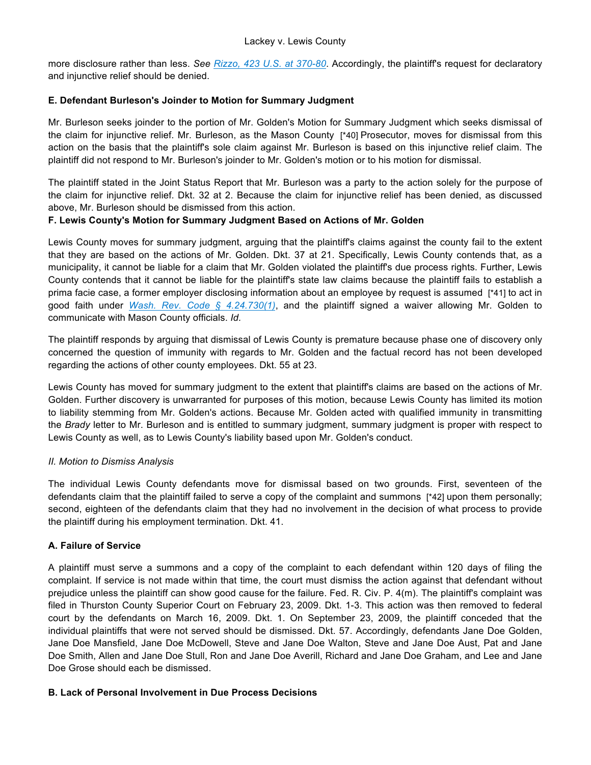more disclosure rather than less. *See Rizzo, 423 U.S. at 370-80*. Accordingly, the plaintiff's request for declaratory and injunctive relief should be denied.

### E. Defendant Burleson's Joinder to Motion for Summary Judgment

Mr. Burleson seeks joinder to the portion of Mr. Golden's Motion for Summary Judgment which seeks dismissal of the claim for injunctive relief. Mr. Burleson, as the Mason County [*40] Prosecutor, moves for dismissal from this action on the basis that the plaintiff's sole claim against Mr. Burleson is based on this injunctive relief claim. The plaintiff did not respond to Mr. Burleson's joinder to Mr. Golden's motion or to his motion for dismissal.

The plaintiff stated in the Joint Status Report that Mr. Burleson was a party to the action solely for the purpose of the claim for injunctive relief. Dkt. 32 at 2. Because the claim for injunctive relief has been denied, as discussed above, Mr. Burleson should be dismissed from this action.

### F. Lewis County's Motion for Summary Judgment Based on Actions of Mr. Golden

Lewis County moves for summary judgment, arguing that the plaintiff's claims against the county fail to the extent that they are based on the actions of Mr. Golden. Dkt. 37 at 21. Specifically, Lewis County contends that, as a municipality, it cannot be liable for a claim that Mr. Golden violated the plaintiff's due process rights. Further, Lewis County contends that it cannot be liable for the plaintiff's state law claims because the plaintiff fails to establish a prima facie case, a former employer disclosing information about an employee by request is assumed [*41] to act in good faith under *Wash. Rev. Code § 4.24.730(1)*, and the plaintiff signed a waiver allowing Mr. Golden to communicate with Mason County officials. *Id.*

The plaintiff responds by arguing that dismissal of Lewis County is premature because phase one of discovery only concerned the question of immunity with regards to Mr. Golden and the factual record has not been developed regarding the actions of other county employees. Dkt. 55 at 23.

Lewis County has moved for summary judgment to the extent that plaintiff's claims are based on the actions of Mr. Golden. Further discovery is unwarranted for purposes of this motion, because Lewis County has limited its motion to liability stemming from Mr. Golden's actions. Because Mr. Golden acted with qualified immunity in transmitting the *Brady* letter to Mr. Burleson and is entitled to summary judgment, summary judgment is proper with respect to Lewis County as well, as to Lewis County's liability based upon Mr. Golden's conduct.

*II. Motion to Dismiss Analysis*

The individual Lewis County defendants move for dismissal based on two grounds. First, seventeen of the defendants claim that the plaintiff failed to serve a copy of the complaint and summons [*42] upon them personally; second, eighteen of the defendants claim that they had no involvement in the decision of what process to provide the plaintiff during his employment termination. Dkt. 41.

### A. Failure of Service

A plaintiff must serve a summons and a copy of the complaint to each defendant within 120 days of filing the complaint. If service is not made within that time, the court must dismiss the action against that defendant without prejudice unless the plaintiff can show good cause for the failure. Fed. R. Civ. P. 4(m). The plaintiff's complaint was filed in Thurston County Superior Court on February 23, 2009. Dkt. 1-3. This action was then removed to federal court by the defendants on March 16, 2009. Dkt. 1. On September 23, 2009, the plaintiff conceded that the individual plaintiffs that were not served should be dismissed. Dkt. 57. Accordingly, defendants Jane Doe Golden, Jane Doe Mansfield, Jane Doe McDowell, Steve and Jane Doe Walton, Steve and Jane Doe Aust, Pat and Jane Doe Smith, Allen and Jane Doe Stull, Ron and Jane Doe Averill, Richard and Jane Doe Graham, and Lee and Jane Doe Grose should each be dismissed.

### B. Lack of Personal Involvement in Due Process Decisions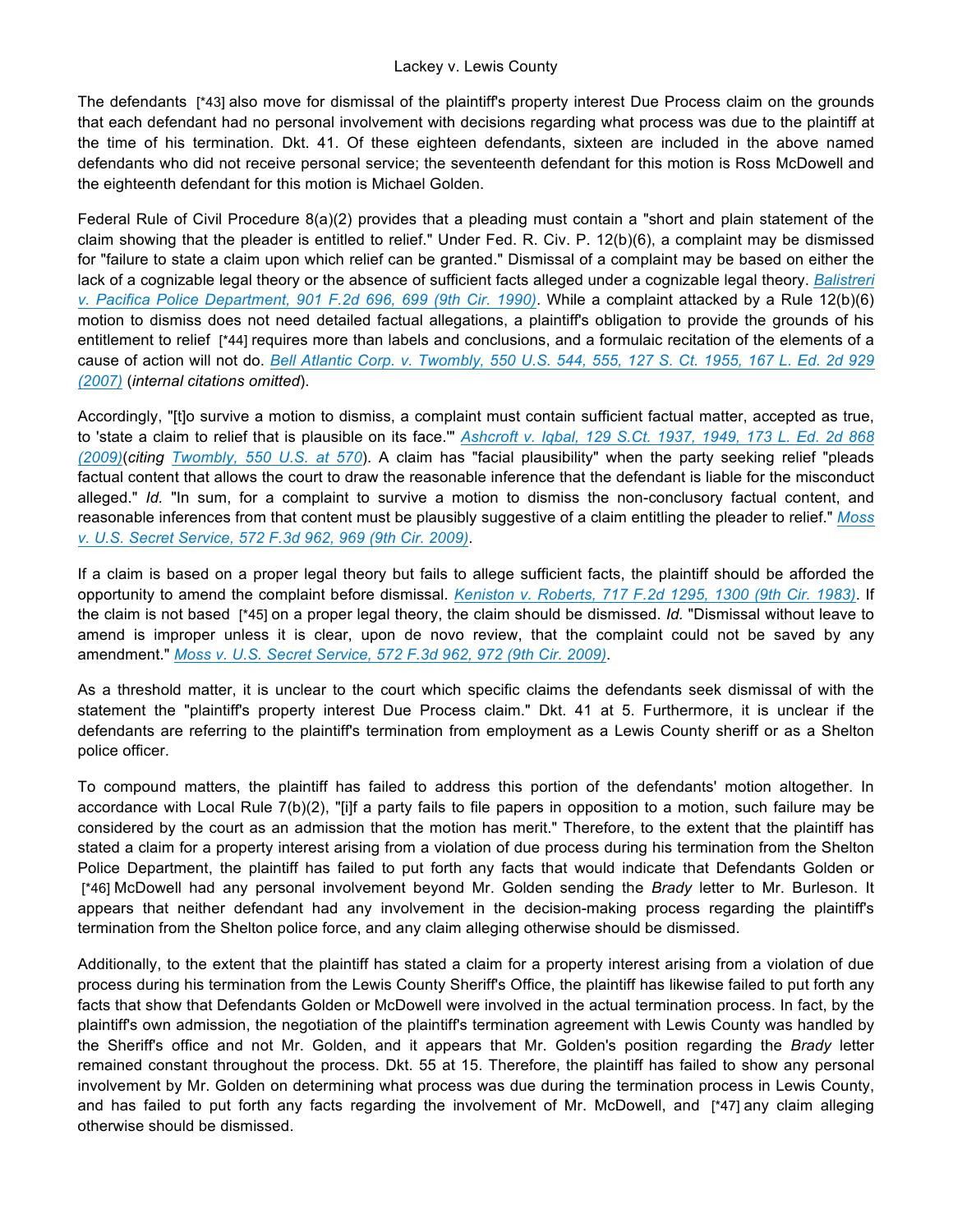The defendants [*43] also move for dismissal of the plaintiff's property interest Due Process claim on the grounds that each defendant had no personal involvement with decisions regarding what process was due to the plaintiff at the time of his termination. Dkt. 41. Of these eighteen defendants, sixteen are included in the above named defendants who did not receive personal service; the seventeenth defendant for this motion is Ross McDowell and the eighteenth defendant for this motion is Michael Golden.

Federal Rule of Civil Procedure 8(a)(2) provides that a pleading must contain a "short and plain statement of the claim showing that the pleader is entitled to relief." Under Fed. R. Civ. P. 12(b)(6), a complaint may be dismissed for "failure to state a claim upon which relief can be granted." Dismissal of a complaint may be based on either the lack of a cognizable legal theory or the absence of sufficient facts alleged under a cognizable legal theory. *Balistreri v. Pacifica Police Department, 901 F.2d 696, 699 (9th Cir. 1990)*. While a complaint attacked by a Rule 12(b)(6) motion to dismiss does not need detailed factual allegations, a plaintiff's obligation to provide the grounds of his entitlement to relief [*44] requires more than labels and conclusions, and a formulaic recitation of the elements of a cause of action will not do. *Bell Atlantic Corp. v. Twombly, 550 U.S. 544, 555, 127 S. Ct. 1955, 167 L. Ed. 2d 929 (2007)* (*internal citations omitted*).

Accordingly, "[t]o survive a motion to dismiss, a complaint must contain sufficient factual matter, accepted as true, to 'state a claim to relief that is plausible on its face.'" *Ashcroft v. Iqbal, 129 S.Ct. 1937, 1949, 173 L. Ed. 2d 868 (2009)*(*citing* *Twombly, 550 U.S. at 570*). A claim has "facial plausibility" when the party seeking relief "pleads factual content that allows the court to draw the reasonable inference that the defendant is liable for the misconduct alleged." *Id.* "In sum, for a complaint to survive a motion to dismiss the non-conclusory factual content, and reasonable inferences from that content must be plausibly suggestive of a claim entitling the pleader to relief." *Moss v. U.S. Secret Service, 572 F.3d 962, 969 (9th Cir. 2009)*.

If a claim is based on a proper legal theory but fails to allege sufficient facts, the plaintiff should be afforded the opportunity to amend the complaint before dismissal. *Keniston v. Roberts, 717 F.2d 1295, 1300 (9th Cir. 1983)*. If the claim is not based [*45] on a proper legal theory, the claim should be dismissed. *Id.* "Dismissal without leave to amend is improper unless it is clear, upon de novo review, that the complaint could not be saved by any amendment." *Moss v. U.S. Secret Service, 572 F.3d 962, 972 (9th Cir. 2009)*.

As a threshold matter, it is unclear to the court which specific claims the defendants seek dismissal of with the statement the "plaintiff's property interest Due Process claim." Dkt. 41 at 5. Furthermore, it is unclear if the defendants are referring to the plaintiff's termination from employment as a Lewis County sheriff or as a Shelton police officer.

To compound matters, the plaintiff has failed to address this portion of the defendants' motion altogether. In accordance with Local Rule 7(b)(2), "[i]f a party fails to file papers in opposition to a motion, such failure may be considered by the court as an admission that the motion has merit." Therefore, to the extent that the plaintiff has stated a claim for a property interest arising from a violation of due process during his termination from the Shelton Police Department, the plaintiff has failed to put forth any facts that would indicate that Defendants Golden or [*46] McDowell had any personal involvement beyond Mr. Golden sending the *Brady* letter to Mr. Burleson. It appears that neither defendant had any involvement in the decision-making process regarding the plaintiff's termination from the Shelton police force, and any claim alleging otherwise should be dismissed.

Additionally, to the extent that the plaintiff has stated a claim for a property interest arising from a violation of due process during his termination from the Lewis County Sheriff's Office, the plaintiff has likewise failed to put forth any facts that show that Defendants Golden or McDowell were involved in the actual termination process. In fact, by the plaintiff's own admission, the negotiation of the plaintiff's termination agreement with Lewis County was handled by the Sheriff's office and not Mr. Golden, and it appears that Mr. Golden's position regarding the *Brady* letter remained constant throughout the process. Dkt. 55 at 15. Therefore, the plaintiff has failed to show any personal involvement by Mr. Golden on determining what process was due during the termination process in Lewis County, and has failed to put forth any facts regarding the involvement of Mr. McDowell, and [*47] any claim alleging otherwise should be dismissed.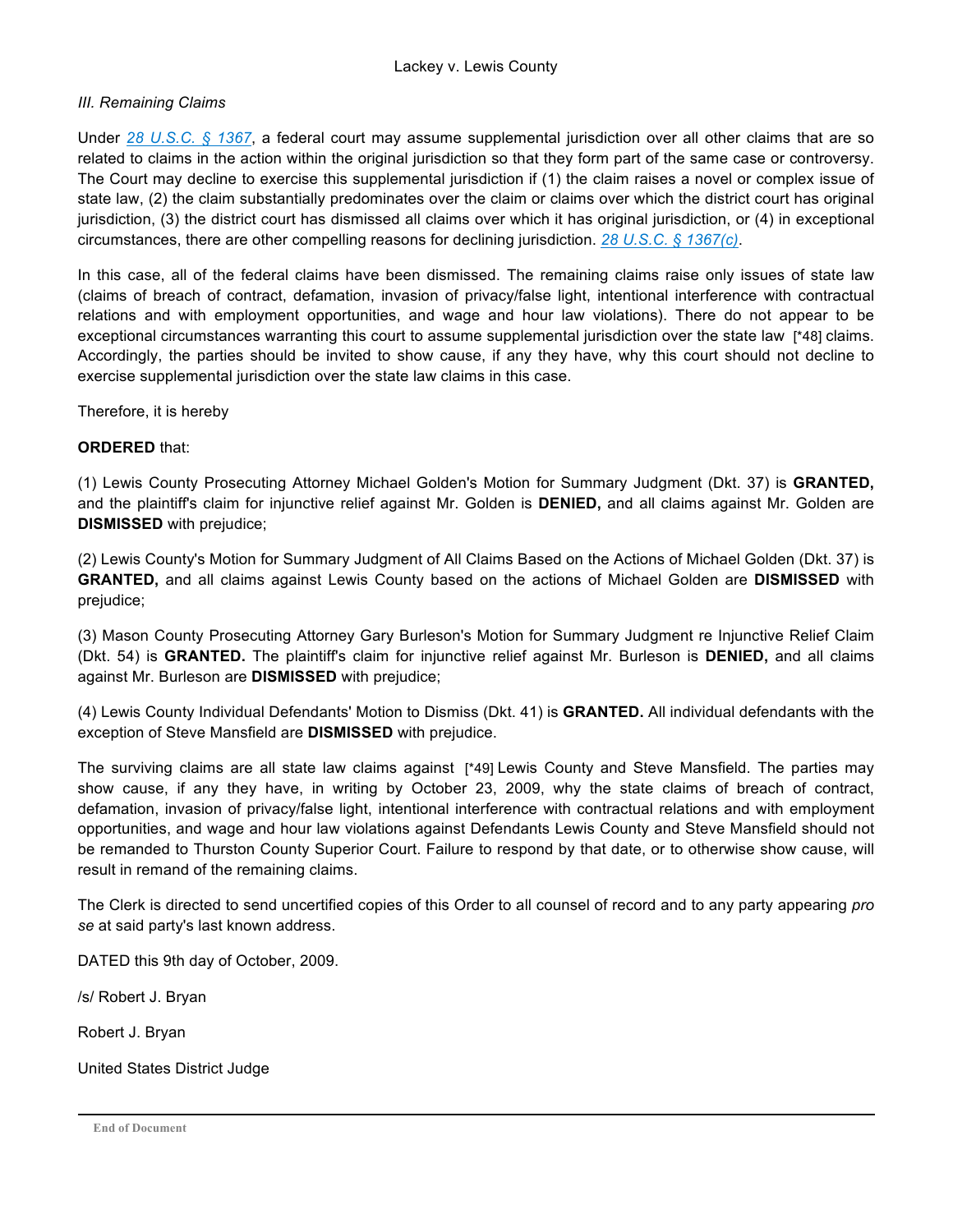*III. Remaining Claims*

Under *28 U.S.C. § 1367*, a federal court may assume supplemental jurisdiction over all other claims that are so related to claims in the action within the original jurisdiction so that they form part of the same case or controversy. The Court may decline to exercise this supplemental jurisdiction if (1) the claim raises a novel or complex issue of state law, (2) the claim substantially predominates over the claim or claims over which the district court has original jurisdiction, (3) the district court has dismissed all claims over which it has original jurisdiction, or (4) in exceptional circumstances, there are other compelling reasons for declining jurisdiction. *28 U.S.C. § 1367(c)*.

In this case, all of the federal claims have been dismissed. The remaining claims raise only issues of state law (claims of breach of contract, defamation, invasion of privacy/false light, intentional interference with contractual relations and with employment opportunities, and wage and hour law violations). There do not appear to be exceptional circumstances warranting this court to assume supplemental jurisdiction over the state law [*48] claims. Accordingly, the parties should be invited to show cause, if any they have, why this court should not decline to exercise supplemental jurisdiction over the state law claims in this case.

Therefore, it is hereby

**ORDERED** that:

(1) Lewis County Prosecuting Attorney Michael Golden's Motion for Summary Judgment (Dkt. 37) is **GRANTED,** and the plaintiff's claim for injunctive relief against Mr. Golden is **DENIED,** and all claims against Mr. Golden are **DISMISSED** with prejudice;

(2) Lewis County's Motion for Summary Judgment of All Claims Based on the Actions of Michael Golden (Dkt. 37) is **GRANTED,** and all claims against Lewis County based on the actions of Michael Golden are **DISMISSED** with prejudice;

(3) Mason County Prosecuting Attorney Gary Burleson's Motion for Summary Judgment re Injunctive Relief Claim (Dkt. 54) is **GRANTED.** The plaintiff's claim for injunctive relief against Mr. Burleson is **DENIED,** and all claims against Mr. Burleson are **DISMISSED** with prejudice;

(4) Lewis County Individual Defendants' Motion to Dismiss (Dkt. 41) is **GRANTED.** All individual defendants with the exception of Steve Mansfield are **DISMISSED** with prejudice.

The surviving claims are all state law claims against [*49] Lewis County and Steve Mansfield. The parties may show cause, if any they have, in writing by October 23, 2009, why the state claims of breach of contract, defamation, invasion of privacy/false light, intentional interference with contractual relations and with employment opportunities, and wage and hour law violations against Defendants Lewis County and Steve Mansfield should not be remanded to Thurston County Superior Court. Failure to respond by that date, or to otherwise show cause, will result in remand of the remaining claims.

The Clerk is directed to send uncertified copies of this Order to all counsel of record and to any party appearing *pro se* at said party's last known address.

DATED this 9th day of October, 2009.

/s/ Robert J. Bryan

Robert J. Bryan

United States District Judge

---

**End of Document**